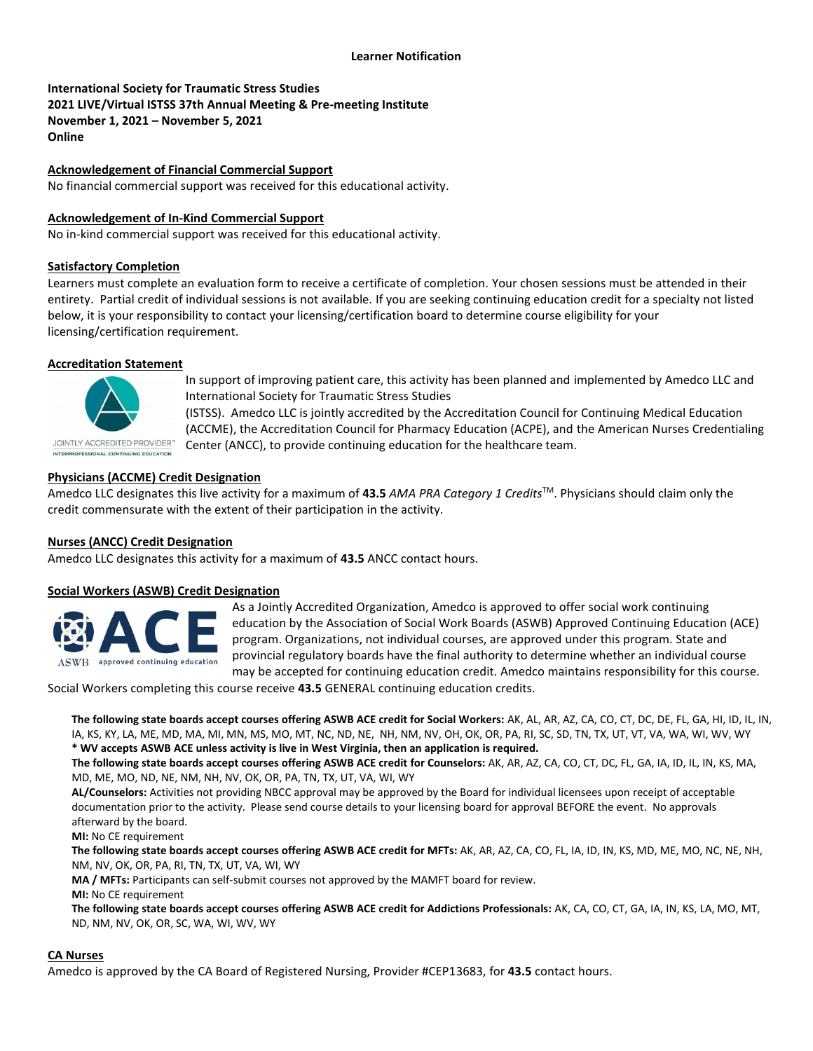**Learner Notification**

**International Society for Traumatic Stress Studies**
**2021 LIVE/Virtual ISTSS 37th Annual Meeting & Pre-meeting Institute**
**November 1, 2021 – November 5, 2021**
**Online**

**Acknowledgement of Financial Commercial Support**

No financial commercial support was received for this educational activity.

**Acknowledgement of In-Kind Commercial Support**

No in-kind commercial support was received for this educational activity.

**Satisfactory Completion**

Learners must complete an evaluation form to receive a certificate of completion. Your chosen sessions must be attended in their entirety. Partial credit of individual sessions is not available. If you are seeking continuing education credit for a specialty not listed below, it is your responsibility to contact your licensing/certification board to determine course eligibility for your licensing/certification requirement.

**Accreditation Statement**

JOINTLY ACCREDITED PROVIDER™ INTERPROFESSIONAL CONTINUING EDUCATION

In support of improving patient care, this activity has been planned and implemented by Amedco LLC and International Society for Traumatic Stress Studies (ISTSS). Amedco LLC is jointly accredited by the Accreditation Council for Continuing Medical Education (ACCME), the Accreditation Council for Pharmacy Education (ACPE), and the American Nurses Credentialing Center (ANCC), to provide continuing education for the healthcare team.

**Physicians (ACCME) Credit Designation**

Amedco LLC designates this live activity for a maximum of **43.5** *AMA PRA Category 1 Credits*™. Physicians should claim only the credit commensurate with the extent of their participation in the activity.

**Nurses (ANCC) Credit Designation**

Amedco LLC designates this activity for a maximum of **43.5** ANCC contact hours.

**Social Workers (ASWB) Credit Designation**

ACE ASWB approved continuing education

As a Jointly Accredited Organization, Amedco is approved to offer social work continuing education by the Association of Social Work Boards (ASWB) Approved Continuing Education (ACE) program. Organizations, not individual courses, are approved under this program. State and provincial regulatory boards have the final authority to determine whether an individual course may be accepted for continuing education credit. Amedco maintains responsibility for this course.

Social Workers completing this course receive **43.5** GENERAL continuing education credits.

**The following state boards accept courses offering ASWB ACE credit for Social Workers:** AK, AL, AR, AZ, CA, CO, CT, DC, DE, FL, GA, HI, ID, IL, IN, IA, KS, KY, LA, ME, MD, MA, MI, MN, MS, MO, MT, NC, ND, NE, NH, NM, NV, OH, OK, OR, PA, RI, SC, SD, TN, TX, UT, VT, VA, WA, WI, WV, WY
**\* WV accepts ASWB ACE unless activity is live in West Virginia, then an application is required.**

**The following state boards accept courses offering ASWB ACE credit for Counselors:** AK, AR, AZ, CA, CO, CT, DC, FL, GA, IA, ID, IL, IN, KS, MA, MD, ME, MO, ND, NE, NM, NH, NV, OK, OR, PA, TN, TX, UT, VA, WI, WY

**AL/Counselors:** Activities not providing NBCC approval may be approved by the Board for individual licensees upon receipt of acceptable documentation prior to the activity. Please send course details to your licensing board for approval BEFORE the event. No approvals afterward by the board.

**MI:** No CE requirement

**The following state boards accept courses offering ASWB ACE credit for MFTs:** AK, AR, AZ, CA, CO, FL, IA, ID, IN, KS, MD, ME, MO, NC, NE, NH, NM, NV, OK, OR, PA, RI, TN, TX, UT, VA, WI, WY

**MA / MFTs:** Participants can self-submit courses not approved by the MAMFT board for review.

**MI:** No CE requirement

**The following state boards accept courses offering ASWB ACE credit for Addictions Professionals:** AK, CA, CO, CT, GA, IA, IN, KS, LA, MO, MT, ND, NM, NV, OK, OR, SC, WA, WI, WV, WY

**CA Nurses**

Amedco is approved by the CA Board of Registered Nursing, Provider #CEP13683, for **43.5** contact hours.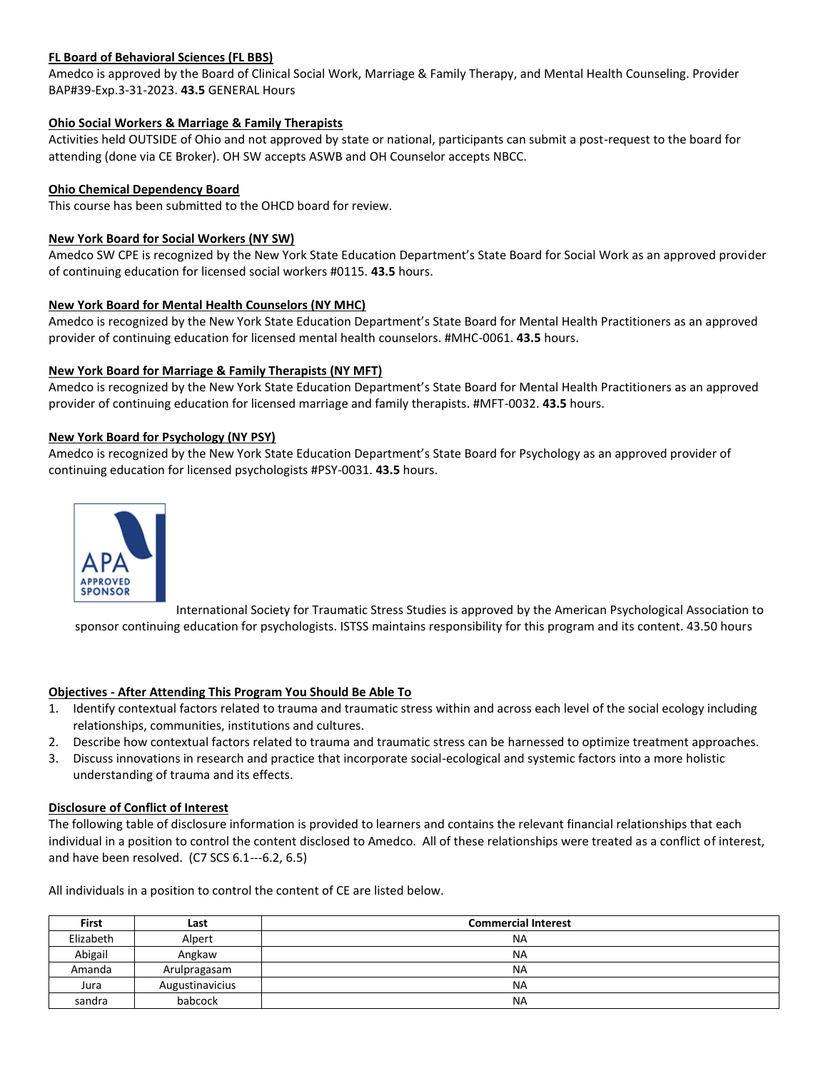**FL Board of Behavioral Sciences (FL BBS)**
Amedco is approved by the Board of Clinical Social Work, Marriage & Family Therapy, and Mental Health Counseling. Provider BAP#39-Exp.3-31-2023. **43.5** GENERAL Hours

**Ohio Social Workers & Marriage & Family Therapists**
Activities held OUTSIDE of Ohio and not approved by state or national, participants can submit a post-request to the board for attending (done via CE Broker). OH SW accepts ASWB and OH Counselor accepts NBCC.

**Ohio Chemical Dependency Board**
This course has been submitted to the OHCD board for review.

**New York Board for Social Workers (NY SW)**
Amedco SW CPE is recognized by the New York State Education Department's State Board for Social Work as an approved provider of continuing education for licensed social workers #0115. **43.5** hours.

**New York Board for Mental Health Counselors (NY MHC)**
Amedco is recognized by the New York State Education Department's State Board for Mental Health Practitioners as an approved provider of continuing education for licensed mental health counselors. #MHC-0061. **43.5** hours.

**New York Board for Marriage & Family Therapists (NY MFT)**
Amedco is recognized by the New York State Education Department's State Board for Mental Health Practitioners as an approved provider of continuing education for licensed marriage and family therapists. #MFT-0032. **43.5** hours.

**New York Board for Psychology (NY PSY)**
Amedco is recognized by the New York State Education Department's State Board for Psychology as an approved provider of continuing education for licensed psychologists #PSY-0031. **43.5** hours.

APA APPROVED SPONSOR

International Society for Traumatic Stress Studies is approved by the American Psychological Association to sponsor continuing education for psychologists. ISTSS maintains responsibility for this program and its content. 43.50 hours

**Objectives - After Attending This Program You Should Be Able To**

1. Identify contextual factors related to trauma and traumatic stress within and across each level of the social ecology including relationships, communities, institutions and cultures.
2. Describe how contextual factors related to trauma and traumatic stress can be harnessed to optimize treatment approaches.
3. Discuss innovations in research and practice that incorporate social-ecological and systemic factors into a more holistic understanding of trauma and its effects.

**Disclosure of Conflict of Interest**
The following table of disclosure information is provided to learners and contains the relevant financial relationships that each individual in a position to control the content disclosed to Amedco. All of these relationships were treated as a conflict of interest, and have been resolved. (C7 SCS 6.1---6.2, 6.5)

All individuals in a position to control the content of CE are listed below.

| First | Last | Commercial Interest |
|---|---|---|
| Elizabeth | Alpert | NA |
| Abigail | Angkaw | NA |
| Amanda | Arulpragasam | NA |
| Jura | Augustinavicius | NA |
| sandra | babcock | NA |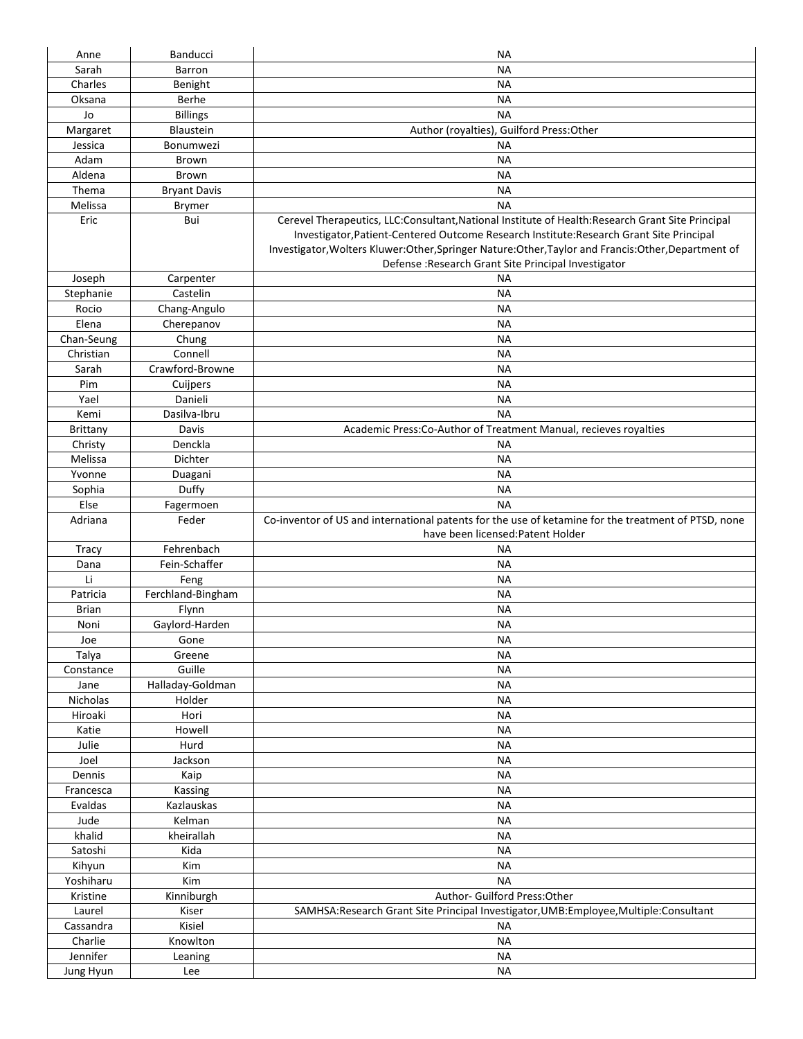| Anne | Banducci | NA |
|---|---|---|
| Sarah | Barron | NA |
| Charles | Benight | NA |
| Oksana | Berhe | NA |
| Jo | Billings | NA |
| Margaret | Blaustein | Author (royalties), Guilford Press:Other |
| Jessica | Bonumwezi | NA |
| Adam | Brown | NA |
| Aldena | Brown | NA |
| Thema | Bryant Davis | NA |
| Melissa | Brymer | NA |
| Eric | Bui | Cerevel Therapeutics, LLC:Consultant,National Institute of Health:Research Grant Site Principal Investigator,Patient-Centered Outcome Research Institute:Research Grant Site Principal Investigator,Wolters Kluwer:Other,Springer Nature:Other,Taylor and Francis:Other,Department of Defense :Research Grant Site Principal Investigator |
| Joseph | Carpenter | NA |
| Stephanie | Castelin | NA |
| Rocio | Chang-Angulo | NA |
| Elena | Cherepanov | NA |
| Chan-Seung | Chung | NA |
| Christian | Connell | NA |
| Sarah | Crawford-Browne | NA |
| Pim | Cuijpers | NA |
| Yael | Danieli | NA |
| Kemi | Dasilva-Ibru | NA |
| Brittany | Davis | Academic Press:Co-Author of Treatment Manual, recieves royalties |
| Christy | Denckla | NA |
| Melissa | Dichter | NA |
| Yvonne | Duagani | NA |
| Sophia | Duffy | NA |
| Else | Fagermoen | NA |
| Adriana | Feder | Co-inventor of US and international patents for the use of ketamine for the treatment of PTSD, none have been licensed:Patent Holder |
| Tracy | Fehrenbach | NA |
| Dana | Fein-Schaffer | NA |
| Li | Feng | NA |
| Patricia | Ferchland-Bingham | NA |
| Brian | Flynn | NA |
| Noni | Gaylord-Harden | NA |
| Joe | Gone | NA |
| Talya | Greene | NA |
| Constance | Guille | NA |
| Jane | Halladay-Goldman | NA |
| Nicholas | Holder | NA |
| Hiroaki | Hori | NA |
| Katie | Howell | NA |
| Julie | Hurd | NA |
| Joel | Jackson | NA |
| Dennis | Kaip | NA |
| Francesca | Kassing | NA |
| Evaldas | Kazlauskas | NA |
| Jude | Kelman | NA |
| khalid | kheirallah | NA |
| Satoshi | Kida | NA |
| Kihyun | Kim | NA |
| Yoshiharu | Kim | NA |
| Kristine | Kinniburgh | Author- Guilford Press:Other |
| Laurel | Kiser | SAMHSA:Research Grant Site Principal Investigator,UMB:Employee,Multiple:Consultant |
| Cassandra | Kisiel | NA |
| Charlie | Knowlton | NA |
| Jennifer | Leaning | NA |
| Jung Hyun | Lee | NA |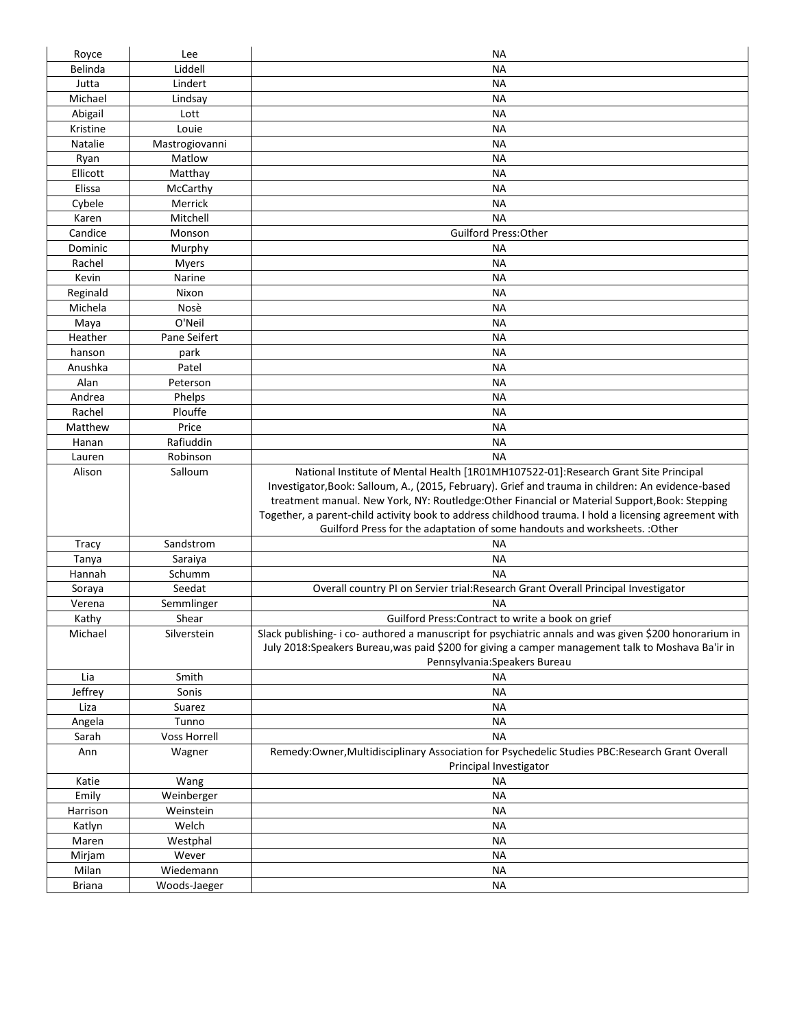| | | |
|---|---|---|
| Royce | Lee | NA |
| Belinda | Liddell | NA |
| Jutta | Lindert | NA |
| Michael | Lindsay | NA |
| Abigail | Lott | NA |
| Kristine | Louie | NA |
| Natalie | Mastrogiovanni | NA |
| Ryan | Matlow | NA |
| Ellicott | Matthay | NA |
| Elissa | McCarthy | NA |
| Cybele | Merrick | NA |
| Karen | Mitchell | NA |
| Candice | Monson | Guilford Press:Other |
| Dominic | Murphy | NA |
| Rachel | Myers | NA |
| Kevin | Narine | NA |
| Reginald | Nixon | NA |
| Michela | Nosè | NA |
| Maya | O'Neil | NA |
| Heather | Pane Seifert | NA |
| hanson | park | NA |
| Anushka | Patel | NA |
| Alan | Peterson | NA |
| Andrea | Phelps | NA |
| Rachel | Plouffe | NA |
| Matthew | Price | NA |
| Hanan | Rafiuddin | NA |
| Lauren | Robinson | NA |
| Alison | Salloum | National Institute of Mental Health [1R01MH107522-01]:Research Grant Site Principal Investigator,Book: Salloum, A., (2015, February). Grief and trauma in children: An evidence-based treatment manual. New York, NY: Routledge:Other Financial or Material Support,Book: Stepping Together, a parent-child activity book to address childhood trauma. I hold a licensing agreement with Guilford Press for the adaptation of some handouts and worksheets. :Other |
| Tracy | Sandstrom | NA |
| Tanya | Saraiya | NA |
| Hannah | Schumm | NA |
| Soraya | Seedat | Overall country PI on Servier trial:Research Grant Overall Principal Investigator |
| Verena | Semmlinger | NA |
| Kathy | Shear | Guilford Press:Contract to write a book on grief |
| Michael | Silverstein | Slack publishing- i co- authored a manuscript for psychiatric annals and was given $200 honorarium in July 2018:Speakers Bureau,was paid $200 for giving a camper management talk to Moshava Ba'ir in Pennsylvania:Speakers Bureau |
| Lia | Smith | NA |
| Jeffrey | Sonis | NA |
| Liza | Suarez | NA |
| Angela | Tunno | NA |
| Sarah | Voss Horrell | NA |
| Ann | Wagner | Remedy:Owner,Multidisciplinary Association for Psychedelic Studies PBC:Research Grant Overall Principal Investigator |
| Katie | Wang | NA |
| Emily | Weinberger | NA |
| Harrison | Weinstein | NA |
| Katlyn | Welch | NA |
| Maren | Westphal | NA |
| Mirjam | Wever | NA |
| Milan | Wiedemann | NA |
| Briana | Woods-Jaeger | NA |